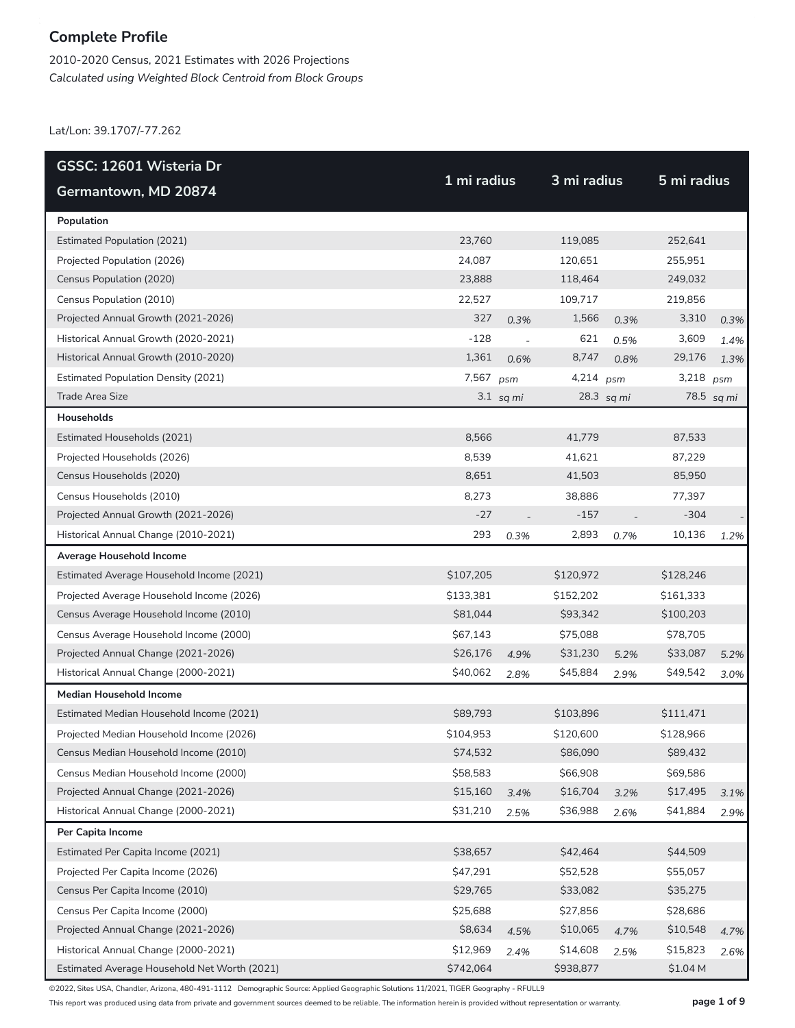# Complete Profile

2010-2020 Census, 2021 Estimates with 2026 Projections

*Calculated using Weighted Block Centroid from Block Groups*

Lat/Lon: 39.1707/-77.262

| GSSC: 12601 Wisteria Dr<br>Germantown, MD 20874 | 1 mi radius | | 3 mi radius | | 5 mi radius | |
|---|---|---|---|---|---|---|
| **Population** | | | | | | |
| Estimated Population (2021) | 23,760 | | 119,085 | | 252,641 | |
| Projected Population (2026) | 24,087 | | 120,651 | | 255,951 | |
| Census Population (2020) | 23,888 | | 118,464 | | 249,032 | |
| Census Population (2010) | 22,527 | | 109,717 | | 219,856 | |
| Projected Annual Growth (2021-2026) | 327 | *0.3%* | 1,566 | *0.3%* | 3,310 | *0.3%* |
| Historical Annual Growth (2020-2021) | -128 | - | 621 | *0.5%* | 3,609 | *1.4%* |
| Historical Annual Growth (2010-2020) | 1,361 | *0.6%* | 8,747 | *0.8%* | 29,176 | *1.3%* |
| Estimated Population Density (2021) | 7,567 | *psm* | 4,214 | *psm* | 3,218 | *psm* |
| Trade Area Size | 3.1 | *sq mi* | 28.3 | *sq mi* | 78.5 | *sq mi* |
| **Households** | | | | | | |
| Estimated Households (2021) | 8,566 | | 41,779 | | 87,533 | |
| Projected Households (2026) | 8,539 | | 41,621 | | 87,229 | |
| Census Households (2020) | 8,651 | | 41,503 | | 85,950 | |
| Census Households (2010) | 8,273 | | 38,886 | | 77,397 | |
| Projected Annual Growth (2021-2026) | -27 | - | -157 | - | -304 | - |
| Historical Annual Change (2010-2021) | 293 | *0.3%* | 2,893 | *0.7%* | 10,136 | *1.2%* |
| **Average Household Income** | | | | | | |
| Estimated Average Household Income (2021) | $107,205 | | $120,972 | | $128,246 | |
| Projected Average Household Income (2026) | $133,381 | | $152,202 | | $161,333 | |
| Census Average Household Income (2010) | $81,044 | | $93,342 | | $100,203 | |
| Census Average Household Income (2000) | $67,143 | | $75,088 | | $78,705 | |
| Projected Annual Change (2021-2026) | $26,176 | *4.9%* | $31,230 | *5.2%* | $33,087 | *5.2%* |
| Historical Annual Change (2000-2021) | $40,062 | *2.8%* | $45,884 | *2.9%* | $49,542 | *3.0%* |
| **Median Household Income** | | | | | | |
| Estimated Median Household Income (2021) | $89,793 | | $103,896 | | $111,471 | |
| Projected Median Household Income (2026) | $104,953 | | $120,600 | | $128,966 | |
| Census Median Household Income (2010) | $74,532 | | $86,090 | | $89,432 | |
| Census Median Household Income (2000) | $58,583 | | $66,908 | | $69,586 | |
| Projected Annual Change (2021-2026) | $15,160 | *3.4%* | $16,704 | *3.2%* | $17,495 | *3.1%* |
| Historical Annual Change (2000-2021) | $31,210 | *2.5%* | $36,988 | *2.6%* | $41,884 | *2.9%* |
| **Per Capita Income** | | | | | | |
| Estimated Per Capita Income (2021) | $38,657 | | $42,464 | | $44,509 | |
| Projected Per Capita Income (2026) | $47,291 | | $52,528 | | $55,057 | |
| Census Per Capita Income (2010) | $29,765 | | $33,082 | | $35,275 | |
| Census Per Capita Income (2000) | $25,688 | | $27,856 | | $28,686 | |
| Projected Annual Change (2021-2026) | $8,634 | *4.5%* | $10,065 | *4.7%* | $10,548 | *4.7%* |
| Historical Annual Change (2000-2021) | $12,969 | *2.4%* | $14,608 | *2.5%* | $15,823 | *2.6%* |
| Estimated Average Household Net Worth (2021) | $742,064 | | $938,877 | | $1.04 M | |

©2022, Sites USA, Chandler, Arizona, 480-491-1112 Demographic Source: Applied Geographic Solutions 11/2021, TIGER Geography - RFULL9

This report was produced using data from private and government sources deemed to be reliable. The information herein is provided without representation or warranty.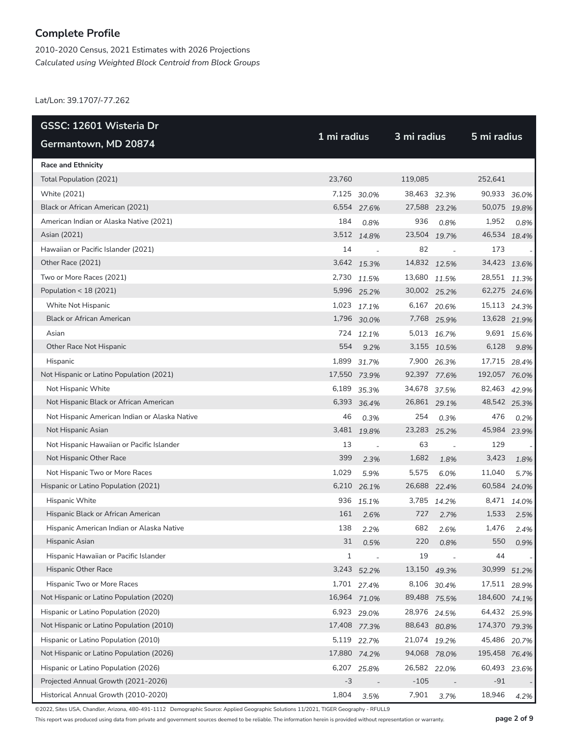## Complete Profile

2010-2020 Census, 2021 Estimates with 2026 Projections
*Calculated using Weighted Block Centroid from Block Groups*

Lat/Lon: 39.1707/-77.262

| GSSC: 12601 Wisteria Dr Germantown, MD 20874 | 1 mi radius | | 3 mi radius | | 5 mi radius | |
|---|---|---|---|---|---|---|
| **Race and Ethnicity** | | | | | | |
| Total Population (2021) | 23,760 | | 119,085 | | 252,641 | |
| White (2021) | 7,125 | *30.0%* | 38,463 | *32.3%* | 90,933 | *36.0%* |
| Black or African American (2021) | 6,554 | *27.6%* | 27,588 | *23.2%* | 50,075 | *19.8%* |
| American Indian or Alaska Native (2021) | 184 | *0.8%* | 936 | *0.8%* | 1,952 | *0.8%* |
| Asian (2021) | 3,512 | *14.8%* | 23,504 | *19.7%* | 46,534 | *18.4%* |
| Hawaiian or Pacific Islander (2021) | 14 | - | 82 | - | 173 | - |
| Other Race (2021) | 3,642 | *15.3%* | 14,832 | *12.5%* | 34,423 | *13.6%* |
| Two or More Races (2021) | 2,730 | *11.5%* | 13,680 | *11.5%* | 28,551 | *11.3%* |
| Population < 18 (2021) | 5,996 | *25.2%* | 30,002 | *25.2%* | 62,275 | *24.6%* |
| White Not Hispanic | 1,023 | *17.1%* | 6,167 | *20.6%* | 15,113 | *24.3%* |
| Black or African American | 1,796 | *30.0%* | 7,768 | *25.9%* | 13,628 | *21.9%* |
| Asian | 724 | *12.1%* | 5,013 | *16.7%* | 9,691 | *15.6%* |
| Other Race Not Hispanic | 554 | *9.2%* | 3,155 | *10.5%* | 6,128 | *9.8%* |
| Hispanic | 1,899 | *31.7%* | 7,900 | *26.3%* | 17,715 | *28.4%* |
| Not Hispanic or Latino Population (2021) | 17,550 | *73.9%* | 92,397 | *77.6%* | 192,057 | *76.0%* |
| Not Hispanic White | 6,189 | *35.3%* | 34,678 | *37.5%* | 82,463 | *42.9%* |
| Not Hispanic Black or African American | 6,393 | *36.4%* | 26,861 | *29.1%* | 48,542 | *25.3%* |
| Not Hispanic American Indian or Alaska Native | 46 | *0.3%* | 254 | *0.3%* | 476 | *0.2%* |
| Not Hispanic Asian | 3,481 | *19.8%* | 23,283 | *25.2%* | 45,984 | *23.9%* |
| Not Hispanic Hawaiian or Pacific Islander | 13 | - | 63 | - | 129 | - |
| Not Hispanic Other Race | 399 | *2.3%* | 1,682 | *1.8%* | 3,423 | *1.8%* |
| Not Hispanic Two or More Races | 1,029 | *5.9%* | 5,575 | *6.0%* | 11,040 | *5.7%* |
| Hispanic or Latino Population (2021) | 6,210 | *26.1%* | 26,688 | *22.4%* | 60,584 | *24.0%* |
| Hispanic White | 936 | *15.1%* | 3,785 | *14.2%* | 8,471 | *14.0%* |
| Hispanic Black or African American | 161 | *2.6%* | 727 | *2.7%* | 1,533 | *2.5%* |
| Hispanic American Indian or Alaska Native | 138 | *2.2%* | 682 | *2.6%* | 1,476 | *2.4%* |
| Hispanic Asian | 31 | *0.5%* | 220 | *0.8%* | 550 | *0.9%* |
| Hispanic Hawaiian or Pacific Islander | 1 | - | 19 | - | 44 | - |
| Hispanic Other Race | 3,243 | *52.2%* | 13,150 | *49.3%* | 30,999 | *51.2%* |
| Hispanic Two or More Races | 1,701 | *27.4%* | 8,106 | *30.4%* | 17,511 | *28.9%* |
| Not Hispanic or Latino Population (2020) | 16,964 | *71.0%* | 89,488 | *75.5%* | 184,600 | *74.1%* |
| Hispanic or Latino Population (2020) | 6,923 | *29.0%* | 28,976 | *24.5%* | 64,432 | *25.9%* |
| Not Hispanic or Latino Population (2010) | 17,408 | *77.3%* | 88,643 | *80.8%* | 174,370 | *79.3%* |
| Hispanic or Latino Population (2010) | 5,119 | *22.7%* | 21,074 | *19.2%* | 45,486 | *20.7%* |
| Not Hispanic or Latino Population (2026) | 17,880 | *74.2%* | 94,068 | *78.0%* | 195,458 | *76.4%* |
| Hispanic or Latino Population (2026) | 6,207 | *25.8%* | 26,582 | *22.0%* | 60,493 | *23.6%* |
| Projected Annual Growth (2021-2026) | -3 | - | -105 | - | -91 | - |
| Historical Annual Growth (2010-2020) | 1,804 | *3.5%* | 7,901 | *3.7%* | 18,946 | *4.2%* |

©2022, Sites USA, Chandler, Arizona, 480-491-1112 Demographic Source: Applied Geographic Solutions 11/2021, TIGER Geography - RFULL9

This report was produced using data from private and government sources deemed to be reliable. The information herein is provided without representation or warranty.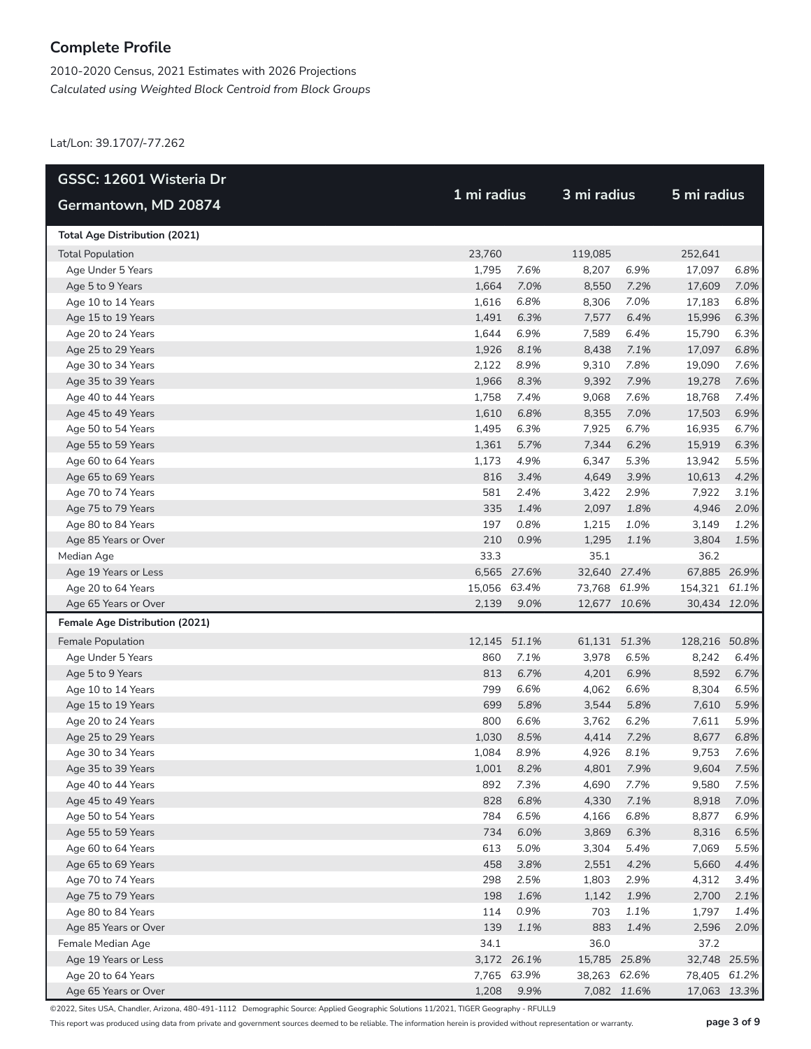## Complete Profile

2010-2020 Census, 2021 Estimates with 2026 Projections
*Calculated using Weighted Block Centroid from Block Groups*

Lat/Lon: 39.1707/-77.262

| GSSC: 12601 Wisteria Dr Germantown, MD 20874 | 1 mi radius | | 3 mi radius | | 5 mi radius | |
|---|---|---|---|---|---|---|
| **Total Age Distribution (2021)** | | | | | | |
| Total Population | 23,760 | | 119,085 | | 252,641 | |
| Age Under 5 Years | 1,795 | *7.6%* | 8,207 | *6.9%* | 17,097 | *6.8%* |
| Age 5 to 9 Years | 1,664 | *7.0%* | 8,550 | *7.2%* | 17,609 | *7.0%* |
| Age 10 to 14 Years | 1,616 | *6.8%* | 8,306 | *7.0%* | 17,183 | *6.8%* |
| Age 15 to 19 Years | 1,491 | *6.3%* | 7,577 | *6.4%* | 15,996 | *6.3%* |
| Age 20 to 24 Years | 1,644 | *6.9%* | 7,589 | *6.4%* | 15,790 | *6.3%* |
| Age 25 to 29 Years | 1,926 | *8.1%* | 8,438 | *7.1%* | 17,097 | *6.8%* |
| Age 30 to 34 Years | 2,122 | *8.9%* | 9,310 | *7.8%* | 19,090 | *7.6%* |
| Age 35 to 39 Years | 1,966 | *8.3%* | 9,392 | *7.9%* | 19,278 | *7.6%* |
| Age 40 to 44 Years | 1,758 | *7.4%* | 9,068 | *7.6%* | 18,768 | *7.4%* |
| Age 45 to 49 Years | 1,610 | *6.8%* | 8,355 | *7.0%* | 17,503 | *6.9%* |
| Age 50 to 54 Years | 1,495 | *6.3%* | 7,925 | *6.7%* | 16,935 | *6.7%* |
| Age 55 to 59 Years | 1,361 | *5.7%* | 7,344 | *6.2%* | 15,919 | *6.3%* |
| Age 60 to 64 Years | 1,173 | *4.9%* | 6,347 | *5.3%* | 13,942 | *5.5%* |
| Age 65 to 69 Years | 816 | *3.4%* | 4,649 | *3.9%* | 10,613 | *4.2%* |
| Age 70 to 74 Years | 581 | *2.4%* | 3,422 | *2.9%* | 7,922 | *3.1%* |
| Age 75 to 79 Years | 335 | *1.4%* | 2,097 | *1.8%* | 4,946 | *2.0%* |
| Age 80 to 84 Years | 197 | *0.8%* | 1,215 | *1.0%* | 3,149 | *1.2%* |
| Age 85 Years or Over | 210 | *0.9%* | 1,295 | *1.1%* | 3,804 | *1.5%* |
| Median Age | 33.3 | | 35.1 | | 36.2 | |
| Age 19 Years or Less | 6,565 | *27.6%* | 32,640 | *27.4%* | 67,885 | *26.9%* |
| Age 20 to 64 Years | 15,056 | *63.4%* | 73,768 | *61.9%* | 154,321 | *61.1%* |
| Age 65 Years or Over | 2,139 | *9.0%* | 12,677 | *10.6%* | 30,434 | *12.0%* |
| **Female Age Distribution (2021)** | | | | | | |
| Female Population | 12,145 | *51.1%* | 61,131 | *51.3%* | 128,216 | *50.8%* |
| Age Under 5 Years | 860 | *7.1%* | 3,978 | *6.5%* | 8,242 | *6.4%* |
| Age 5 to 9 Years | 813 | *6.7%* | 4,201 | *6.9%* | 8,592 | *6.7%* |
| Age 10 to 14 Years | 799 | *6.6%* | 4,062 | *6.6%* | 8,304 | *6.5%* |
| Age 15 to 19 Years | 699 | *5.8%* | 3,544 | *5.8%* | 7,610 | *5.9%* |
| Age 20 to 24 Years | 800 | *6.6%* | 3,762 | *6.2%* | 7,611 | *5.9%* |
| Age 25 to 29 Years | 1,030 | *8.5%* | 4,414 | *7.2%* | 8,677 | *6.8%* |
| Age 30 to 34 Years | 1,084 | *8.9%* | 4,926 | *8.1%* | 9,753 | *7.6%* |
| Age 35 to 39 Years | 1,001 | *8.2%* | 4,801 | *7.9%* | 9,604 | *7.5%* |
| Age 40 to 44 Years | 892 | *7.3%* | 4,690 | *7.7%* | 9,580 | *7.5%* |
| Age 45 to 49 Years | 828 | *6.8%* | 4,330 | *7.1%* | 8,918 | *7.0%* |
| Age 50 to 54 Years | 784 | *6.5%* | 4,166 | *6.8%* | 8,877 | *6.9%* |
| Age 55 to 59 Years | 734 | *6.0%* | 3,869 | *6.3%* | 8,316 | *6.5%* |
| Age 60 to 64 Years | 613 | *5.0%* | 3,304 | *5.4%* | 7,069 | *5.5%* |
| Age 65 to 69 Years | 458 | *3.8%* | 2,551 | *4.2%* | 5,660 | *4.4%* |
| Age 70 to 74 Years | 298 | *2.5%* | 1,803 | *2.9%* | 4,312 | *3.4%* |
| Age 75 to 79 Years | 198 | *1.6%* | 1,142 | *1.9%* | 2,700 | *2.1%* |
| Age 80 to 84 Years | 114 | *0.9%* | 703 | *1.1%* | 1,797 | *1.4%* |
| Age 85 Years or Over | 139 | *1.1%* | 883 | *1.4%* | 2,596 | *2.0%* |
| Female Median Age | 34.1 | | 36.0 | | 37.2 | |
| Age 19 Years or Less | 3,172 | *26.1%* | 15,785 | *25.8%* | 32,748 | *25.5%* |
| Age 20 to 64 Years | 7,765 | *63.9%* | 38,263 | *62.6%* | 78,405 | *61.2%* |
| Age 65 Years or Over | 1,208 | *9.9%* | 7,082 | *11.6%* | 17,063 | *13.3%* |

©2022, Sites USA, Chandler, Arizona, 480-491-1112 Demographic Source: Applied Geographic Solutions 11/2021, TIGER Geography - RFULL9

This report was produced using data from private and government sources deemed to be reliable. The information herein is provided without representation or warranty.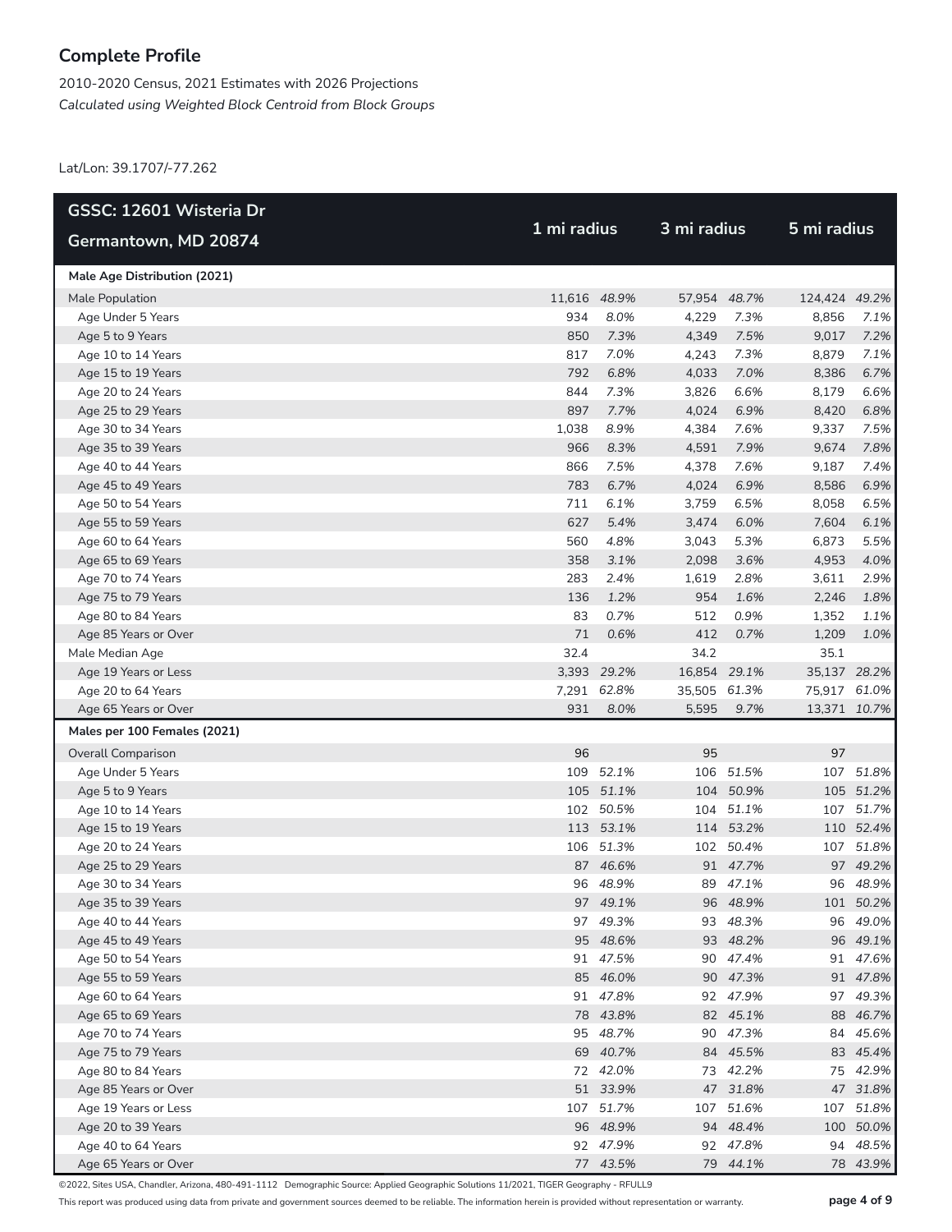## Complete Profile

2010-2020 Census, 2021 Estimates with 2026 Projections
*Calculated using Weighted Block Centroid from Block Groups*

Lat/Lon: 39.1707/-77.262

| GSSC: 12601 Wisteria Dr Germantown, MD 20874 | 1 mi radius | | 3 mi radius | | 5 mi radius | |
|---|---|---|---|---|---|---|
| **Male Age Distribution (2021)** | | | | | | |
| Male Population | 11,616 | *48.9%* | 57,954 | *48.7%* | 124,424 | *49.2%* |
| Age Under 5 Years | 934 | *8.0%* | 4,229 | *7.3%* | 8,856 | *7.1%* |
| Age 5 to 9 Years | 850 | *7.3%* | 4,349 | *7.5%* | 9,017 | *7.2%* |
| Age 10 to 14 Years | 817 | *7.0%* | 4,243 | *7.3%* | 8,879 | *7.1%* |
| Age 15 to 19 Years | 792 | *6.8%* | 4,033 | *7.0%* | 8,386 | *6.7%* |
| Age 20 to 24 Years | 844 | *7.3%* | 3,826 | *6.6%* | 8,179 | *6.6%* |
| Age 25 to 29 Years | 897 | *7.7%* | 4,024 | *6.9%* | 8,420 | *6.8%* |
| Age 30 to 34 Years | 1,038 | *8.9%* | 4,384 | *7.6%* | 9,337 | *7.5%* |
| Age 35 to 39 Years | 966 | *8.3%* | 4,591 | *7.9%* | 9,674 | *7.8%* |
| Age 40 to 44 Years | 866 | *7.5%* | 4,378 | *7.6%* | 9,187 | *7.4%* |
| Age 45 to 49 Years | 783 | *6.7%* | 4,024 | *6.9%* | 8,586 | *6.9%* |
| Age 50 to 54 Years | 711 | *6.1%* | 3,759 | *6.5%* | 8,058 | *6.5%* |
| Age 55 to 59 Years | 627 | *5.4%* | 3,474 | *6.0%* | 7,604 | *6.1%* |
| Age 60 to 64 Years | 560 | *4.8%* | 3,043 | *5.3%* | 6,873 | *5.5%* |
| Age 65 to 69 Years | 358 | *3.1%* | 2,098 | *3.6%* | 4,953 | *4.0%* |
| Age 70 to 74 Years | 283 | *2.4%* | 1,619 | *2.8%* | 3,611 | *2.9%* |
| Age 75 to 79 Years | 136 | *1.2%* | 954 | *1.6%* | 2,246 | *1.8%* |
| Age 80 to 84 Years | 83 | *0.7%* | 512 | *0.9%* | 1,352 | *1.1%* |
| Age 85 Years or Over | 71 | *0.6%* | 412 | *0.7%* | 1,209 | *1.0%* |
| Male Median Age | 32.4 | | 34.2 | | 35.1 | |
| Age 19 Years or Less | 3,393 | *29.2%* | 16,854 | *29.1%* | 35,137 | *28.2%* |
| Age 20 to 64 Years | 7,291 | *62.8%* | 35,505 | *61.3%* | 75,917 | *61.0%* |
| Age 65 Years or Over | 931 | *8.0%* | 5,595 | *9.7%* | 13,371 | *10.7%* |
| **Males per 100 Females (2021)** | | | | | | |
| Overall Comparison | 96 | | 95 | | 97 | |
| Age Under 5 Years | 109 | *52.1%* | 106 | *51.5%* | 107 | *51.8%* |
| Age 5 to 9 Years | 105 | *51.1%* | 104 | *50.9%* | 105 | *51.2%* |
| Age 10 to 14 Years | 102 | *50.5%* | 104 | *51.1%* | 107 | *51.7%* |
| Age 15 to 19 Years | 113 | *53.1%* | 114 | *53.2%* | 110 | *52.4%* |
| Age 20 to 24 Years | 106 | *51.3%* | 102 | *50.4%* | 107 | *51.8%* |
| Age 25 to 29 Years | 87 | *46.6%* | 91 | *47.7%* | 97 | *49.2%* |
| Age 30 to 34 Years | 96 | *48.9%* | 89 | *47.1%* | 96 | *48.9%* |
| Age 35 to 39 Years | 97 | *49.1%* | 96 | *48.9%* | 101 | *50.2%* |
| Age 40 to 44 Years | 97 | *49.3%* | 93 | *48.3%* | 96 | *49.0%* |
| Age 45 to 49 Years | 95 | *48.6%* | 93 | *48.2%* | 96 | *49.1%* |
| Age 50 to 54 Years | 91 | *47.5%* | 90 | *47.4%* | 91 | *47.6%* |
| Age 55 to 59 Years | 85 | *46.0%* | 90 | *47.3%* | 91 | *47.8%* |
| Age 60 to 64 Years | 91 | *47.8%* | 92 | *47.9%* | 97 | *49.3%* |
| Age 65 to 69 Years | 78 | *43.8%* | 82 | *45.1%* | 88 | *46.7%* |
| Age 70 to 74 Years | 95 | *48.7%* | 90 | *47.3%* | 84 | *45.6%* |
| Age 75 to 79 Years | 69 | *40.7%* | 84 | *45.5%* | 83 | *45.4%* |
| Age 80 to 84 Years | 72 | *42.0%* | 73 | *42.2%* | 75 | *42.9%* |
| Age 85 Years or Over | 51 | *33.9%* | 47 | *31.8%* | 47 | *31.8%* |
| Age 19 Years or Less | 107 | *51.7%* | 107 | *51.6%* | 107 | *51.8%* |
| Age 20 to 39 Years | 96 | *48.9%* | 94 | *48.4%* | 100 | *50.0%* |
| Age 40 to 64 Years | 92 | *47.9%* | 92 | *47.8%* | 94 | *48.5%* |
| Age 65 Years or Over | 77 | *43.5%* | 79 | *44.1%* | 78 | *43.9%* |

©2022, Sites USA, Chandler, Arizona, 480-491-1112 Demographic Source: Applied Geographic Solutions 11/2021, TIGER Geography - RFULL9

This report was produced using data from private and government sources deemed to be reliable. The information herein is provided without representation or warranty.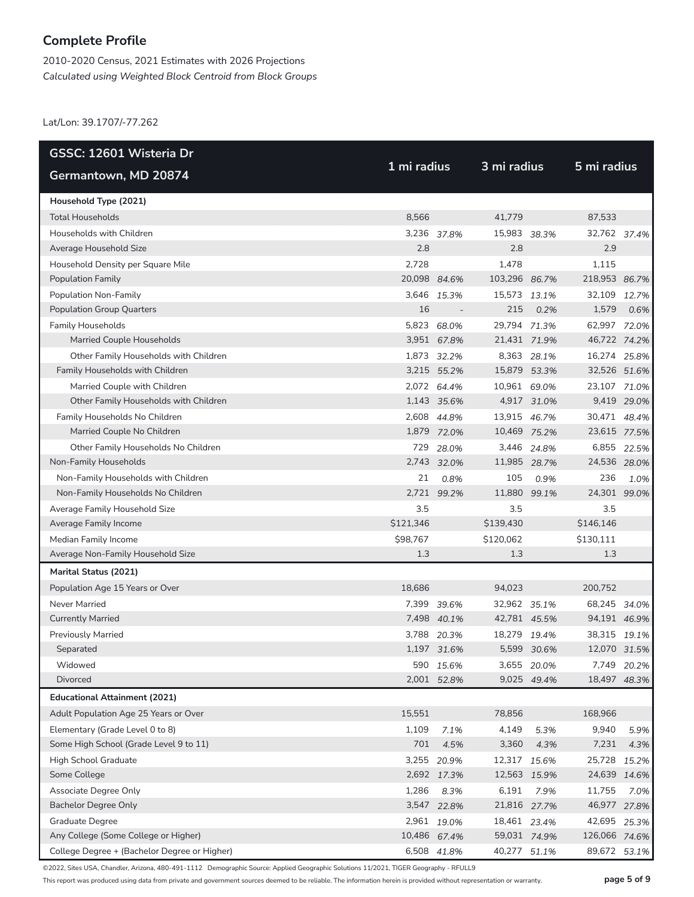## Complete Profile

2010-2020 Census, 2021 Estimates with 2026 Projections
*Calculated using Weighted Block Centroid from Block Groups*

Lat/Lon: 39.1707/-77.262

| GSSC: 12601 Wisteria Dr Germantown, MD 20874 | 1 mi radius | | 3 mi radius | | 5 mi radius | |
|---|---|---|---|---|---|---|
| **Household Type (2021)** | | | | | | |
| Total Households | 8,566 | | 41,779 | | 87,533 | |
| Households with Children | 3,236 | *37.8%* | 15,983 | *38.3%* | 32,762 | *37.4%* |
| Average Household Size | 2.8 | | 2.8 | | 2.9 | |
| Household Density per Square Mile | 2,728 | | 1,478 | | 1,115 | |
| Population Family | 20,098 | *84.6%* | 103,296 | *86.7%* | 218,953 | *86.7%* |
| Population Non-Family | 3,646 | *15.3%* | 15,573 | *13.1%* | 32,109 | *12.7%* |
| Population Group Quarters | 16 | - | 215 | *0.2%* | 1,579 | *0.6%* |
| Family Households | 5,823 | *68.0%* | 29,794 | *71.3%* | 62,997 | *72.0%* |
| Married Couple Households | 3,951 | *67.8%* | 21,431 | *71.9%* | 46,722 | *74.2%* |
| Other Family Households with Children | 1,873 | *32.2%* | 8,363 | *28.1%* | 16,274 | *25.8%* |
| Family Households with Children | 3,215 | *55.2%* | 15,879 | *53.3%* | 32,526 | *51.6%* |
| Married Couple with Children | 2,072 | *64.4%* | 10,961 | *69.0%* | 23,107 | *71.0%* |
| Other Family Households with Children | 1,143 | *35.6%* | 4,917 | *31.0%* | 9,419 | *29.0%* |
| Family Households No Children | 2,608 | *44.8%* | 13,915 | *46.7%* | 30,471 | *48.4%* |
| Married Couple No Children | 1,879 | *72.0%* | 10,469 | *75.2%* | 23,615 | *77.5%* |
| Other Family Households No Children | 729 | *28.0%* | 3,446 | *24.8%* | 6,855 | *22.5%* |
| Non-Family Households | 2,743 | *32.0%* | 11,985 | *28.7%* | 24,536 | *28.0%* |
| Non-Family Households with Children | 21 | *0.8%* | 105 | *0.9%* | 236 | *1.0%* |
| Non-Family Households No Children | 2,721 | *99.2%* | 11,880 | *99.1%* | 24,301 | *99.0%* |
| Average Family Household Size | 3.5 | | 3.5 | | 3.5 | |
| Average Family Income | $121,346 | | $139,430 | | $146,146 | |
| Median Family Income | $98,767 | | $120,062 | | $130,111 | |
| Average Non-Family Household Size | 1.3 | | 1.3 | | 1.3 | |
| **Marital Status (2021)** | | | | | | |
| Population Age 15 Years or Over | 18,686 | | 94,023 | | 200,752 | |
| Never Married | 7,399 | *39.6%* | 32,962 | *35.1%* | 68,245 | *34.0%* |
| Currently Married | 7,498 | *40.1%* | 42,781 | *45.5%* | 94,191 | *46.9%* |
| Previously Married | 3,788 | *20.3%* | 18,279 | *19.4%* | 38,315 | *19.1%* |
| Separated | 1,197 | *31.6%* | 5,599 | *30.6%* | 12,070 | *31.5%* |
| Widowed | 590 | *15.6%* | 3,655 | *20.0%* | 7,749 | *20.2%* |
| Divorced | 2,001 | *52.8%* | 9,025 | *49.4%* | 18,497 | *48.3%* |
| **Educational Attainment (2021)** | | | | | | |
| Adult Population Age 25 Years or Over | 15,551 | | 78,856 | | 168,966 | |
| Elementary (Grade Level 0 to 8) | 1,109 | *7.1%* | 4,149 | *5.3%* | 9,940 | *5.9%* |
| Some High School (Grade Level 9 to 11) | 701 | *4.5%* | 3,360 | *4.3%* | 7,231 | *4.3%* |
| High School Graduate | 3,255 | *20.9%* | 12,317 | *15.6%* | 25,728 | *15.2%* |
| Some College | 2,692 | *17.3%* | 12,563 | *15.9%* | 24,639 | *14.6%* |
| Associate Degree Only | 1,286 | *8.3%* | 6,191 | *7.9%* | 11,755 | *7.0%* |
| Bachelor Degree Only | 3,547 | *22.8%* | 21,816 | *27.7%* | 46,977 | *27.8%* |
| Graduate Degree | 2,961 | *19.0%* | 18,461 | *23.4%* | 42,695 | *25.3%* |
| Any College (Some College or Higher) | 10,486 | *67.4%* | 59,031 | *74.9%* | 126,066 | *74.6%* |
| College Degree + (Bachelor Degree or Higher) | 6,508 | *41.8%* | 40,277 | *51.1%* | 89,672 | *53.1%* |

©2022, Sites USA, Chandler, Arizona, 480-491-1112 Demographic Source: Applied Geographic Solutions 11/2021, TIGER Geography - RFULL9

This report was produced using data from private and government sources deemed to be reliable. The information herein is provided without representation or warranty.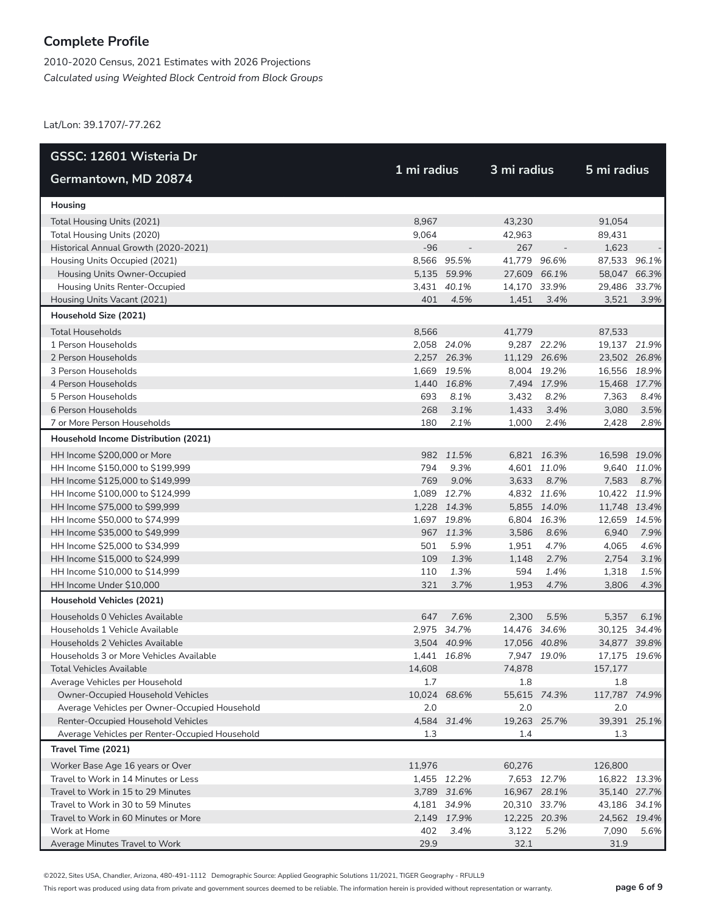# Complete Profile

2010-2020 Census, 2021 Estimates with 2026 Projections

*Calculated using Weighted Block Centroid from Block Groups*

Lat/Lon: 39.1707/-77.262

| GSSC: 12601 Wisteria Dr Germantown, MD 20874 | 1 mi radius | | 3 mi radius | | 5 mi radius | |
|---|---|---|---|---|---|---|
| **Housing** | | | | | | |
| Total Housing Units (2021) | 8,967 | | 43,230 | | 91,054 | |
| Total Housing Units (2020) | 9,064 | | 42,963 | | 89,431 | |
| Historical Annual Growth (2020-2021) | -96 | - | 267 | - | 1,623 | - |
| Housing Units Occupied (2021) | 8,566 | *95.5%* | 41,779 | *96.6%* | 87,533 | *96.1%* |
| Housing Units Owner-Occupied | 5,135 | *59.9%* | 27,609 | *66.1%* | 58,047 | *66.3%* |
| Housing Units Renter-Occupied | 3,431 | *40.1%* | 14,170 | *33.9%* | 29,486 | *33.7%* |
| Housing Units Vacant (2021) | 401 | *4.5%* | 1,451 | *3.4%* | 3,521 | *3.9%* |
| **Household Size (2021)** | | | | | | |
| Total Households | 8,566 | | 41,779 | | 87,533 | |
| 1 Person Households | 2,058 | *24.0%* | 9,287 | *22.2%* | 19,137 | *21.9%* |
| 2 Person Households | 2,257 | *26.3%* | 11,129 | *26.6%* | 23,502 | *26.8%* |
| 3 Person Households | 1,669 | *19.5%* | 8,004 | *19.2%* | 16,556 | *18.9%* |
| 4 Person Households | 1,440 | *16.8%* | 7,494 | *17.9%* | 15,468 | *17.7%* |
| 5 Person Households | 693 | *8.1%* | 3,432 | *8.2%* | 7,363 | *8.4%* |
| 6 Person Households | 268 | *3.1%* | 1,433 | *3.4%* | 3,080 | *3.5%* |
| 7 or More Person Households | 180 | *2.1%* | 1,000 | *2.4%* | 2,428 | *2.8%* |
| **Household Income Distribution (2021)** | | | | | | |
| HH Income $200,000 or More | 982 | *11.5%* | 6,821 | *16.3%* | 16,598 | *19.0%* |
| HH Income $150,000 to $199,999 | 794 | *9.3%* | 4,601 | *11.0%* | 9,640 | *11.0%* |
| HH Income $125,000 to $149,999 | 769 | *9.0%* | 3,633 | *8.7%* | 7,583 | *8.7%* |
| HH Income $100,000 to $124,999 | 1,089 | *12.7%* | 4,832 | *11.6%* | 10,422 | *11.9%* |
| HH Income $75,000 to $99,999 | 1,228 | *14.3%* | 5,855 | *14.0%* | 11,748 | *13.4%* |
| HH Income $50,000 to $74,999 | 1,697 | *19.8%* | 6,804 | *16.3%* | 12,659 | *14.5%* |
| HH Income $35,000 to $49,999 | 967 | *11.3%* | 3,586 | *8.6%* | 6,940 | *7.9%* |
| HH Income $25,000 to $34,999 | 501 | *5.9%* | 1,951 | *4.7%* | 4,065 | *4.6%* |
| HH Income $15,000 to $24,999 | 109 | *1.3%* | 1,148 | *2.7%* | 2,754 | *3.1%* |
| HH Income $10,000 to $14,999 | 110 | *1.3%* | 594 | *1.4%* | 1,318 | *1.5%* |
| HH Income Under $10,000 | 321 | *3.7%* | 1,953 | *4.7%* | 3,806 | *4.3%* |
| **Household Vehicles (2021)** | | | | | | |
| Households 0 Vehicles Available | 647 | *7.6%* | 2,300 | *5.5%* | 5,357 | *6.1%* |
| Households 1 Vehicle Available | 2,975 | *34.7%* | 14,476 | *34.6%* | 30,125 | *34.4%* |
| Households 2 Vehicles Available | 3,504 | *40.9%* | 17,056 | *40.8%* | 34,877 | *39.8%* |
| Households 3 or More Vehicles Available | 1,441 | *16.8%* | 7,947 | *19.0%* | 17,175 | *19.6%* |
| Total Vehicles Available | 14,608 | | 74,878 | | 157,177 | |
| Average Vehicles per Household | 1.7 | | 1.8 | | 1.8 | |
| Owner-Occupied Household Vehicles | 10,024 | *68.6%* | 55,615 | *74.3%* | 117,787 | *74.9%* |
| Average Vehicles per Owner-Occupied Household | 2.0 | | 2.0 | | 2.0 | |
| Renter-Occupied Household Vehicles | 4,584 | *31.4%* | 19,263 | *25.7%* | 39,391 | *25.1%* |
| Average Vehicles per Renter-Occupied Household | 1.3 | | 1.4 | | 1.3 | |
| **Travel Time (2021)** | | | | | | |
| Worker Base Age 16 years or Over | 11,976 | | 60,276 | | 126,800 | |
| Travel to Work in 14 Minutes or Less | 1,455 | *12.2%* | 7,653 | *12.7%* | 16,822 | *13.3%* |
| Travel to Work in 15 to 29 Minutes | 3,789 | *31.6%* | 16,967 | *28.1%* | 35,140 | *27.7%* |
| Travel to Work in 30 to 59 Minutes | 4,181 | *34.9%* | 20,310 | *33.7%* | 43,186 | *34.1%* |
| Travel to Work in 60 Minutes or More | 2,149 | *17.9%* | 12,225 | *20.3%* | 24,562 | *19.4%* |
| Work at Home | 402 | *3.4%* | 3,122 | *5.2%* | 7,090 | *5.6%* |
| Average Minutes Travel to Work | 29.9 | | 32.1 | | 31.9 | |

©2022, Sites USA, Chandler, Arizona, 480-491-1112 Demographic Source: Applied Geographic Solutions 11/2021, TIGER Geography - RFULL9

This report was produced using data from private and government sources deemed to be reliable. The information herein is provided without representation or warranty.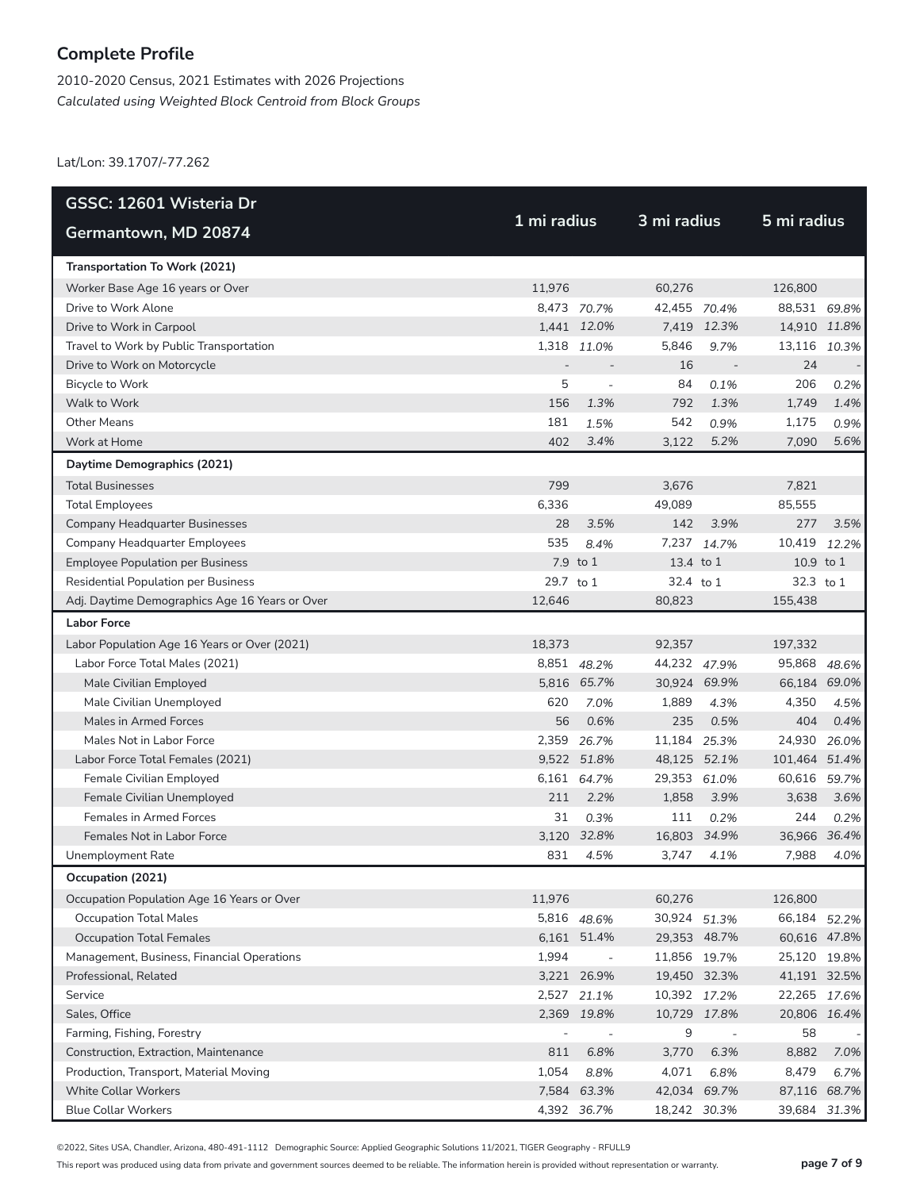# Complete Profile

2010-2020 Census, 2021 Estimates with 2026 Projections

*Calculated using Weighted Block Centroid from Block Groups*

Lat/Lon: 39.1707/-77.262

| GSSC: 12601 Wisteria Dr Germantown, MD 20874 | 1 mi radius | | 3 mi radius | | 5 mi radius | |
|---|---|---|---|---|---|---|
| **Transportation To Work (2021)** | | | | | | |
| Worker Base Age 16 years or Over | 11,976 | | 60,276 | | 126,800 | |
| Drive to Work Alone | 8,473 | *70.7%* | 42,455 | *70.4%* | 88,531 | *69.8%* |
| Drive to Work in Carpool | 1,441 | *12.0%* | 7,419 | *12.3%* | 14,910 | *11.8%* |
| Travel to Work by Public Transportation | 1,318 | *11.0%* | 5,846 | *9.7%* | 13,116 | *10.3%* |
| Drive to Work on Motorcycle | - | - | 16 | - | 24 | - |
| Bicycle to Work | 5 | - | 84 | *0.1%* | 206 | *0.2%* |
| Walk to Work | 156 | *1.3%* | 792 | *1.3%* | 1,749 | *1.4%* |
| Other Means | 181 | *1.5%* | 542 | *0.9%* | 1,175 | *0.9%* |
| Work at Home | 402 | *3.4%* | 3,122 | *5.2%* | 7,090 | *5.6%* |
| **Daytime Demographics (2021)** | | | | | | |
| Total Businesses | 799 | | 3,676 | | 7,821 | |
| Total Employees | 6,336 | | 49,089 | | 85,555 | |
| Company Headquarter Businesses | 28 | *3.5%* | 142 | *3.9%* | 277 | *3.5%* |
| Company Headquarter Employees | 535 | *8.4%* | 7,237 | *14.7%* | 10,419 | *12.2%* |
| Employee Population per Business | 7.9 | to 1 | 13.4 | to 1 | 10.9 | to 1 |
| Residential Population per Business | 29.7 | to 1 | 32.4 | to 1 | 32.3 | to 1 |
| Adj. Daytime Demographics Age 16 Years or Over | 12,646 | | 80,823 | | 155,438 | |
| **Labor Force** | | | | | | |
| Labor Population Age 16 Years or Over (2021) | 18,373 | | 92,357 | | 197,332 | |
| Labor Force Total Males (2021) | 8,851 | *48.2%* | 44,232 | *47.9%* | 95,868 | *48.6%* |
| Male Civilian Employed | 5,816 | *65.7%* | 30,924 | *69.9%* | 66,184 | *69.0%* |
| Male Civilian Unemployed | 620 | *7.0%* | 1,889 | *4.3%* | 4,350 | *4.5%* |
| Males in Armed Forces | 56 | *0.6%* | 235 | *0.5%* | 404 | *0.4%* |
| Males Not in Labor Force | 2,359 | *26.7%* | 11,184 | *25.3%* | 24,930 | *26.0%* |
| Labor Force Total Females (2021) | 9,522 | *51.8%* | 48,125 | *52.1%* | 101,464 | *51.4%* |
| Female Civilian Employed | 6,161 | *64.7%* | 29,353 | *61.0%* | 60,616 | *59.7%* |
| Female Civilian Unemployed | 211 | *2.2%* | 1,858 | *3.9%* | 3,638 | *3.6%* |
| Females in Armed Forces | 31 | *0.3%* | 111 | *0.2%* | 244 | *0.2%* |
| Females Not in Labor Force | 3,120 | *32.8%* | 16,803 | *34.9%* | 36,966 | *36.4%* |
| Unemployment Rate | 831 | *4.5%* | 3,747 | *4.1%* | 7,988 | *4.0%* |
| **Occupation (2021)** | | | | | | |
| Occupation Population Age 16 Years or Over | 11,976 | | 60,276 | | 126,800 | |
| Occupation Total Males | 5,816 | *48.6%* | 30,924 | *51.3%* | 66,184 | *52.2%* |
| Occupation Total Females | 6,161 | 51.4% | 29,353 | 48.7% | 60,616 | 47.8% |
| Management, Business, Financial Operations | 1,994 | - | 11,856 | 19.7% | 25,120 | 19.8% |
| Professional, Related | 3,221 | 26.9% | 19,450 | 32.3% | 41,191 | 32.5% |
| Service | 2,527 | *21.1%* | 10,392 | *17.2%* | 22,265 | *17.6%* |
| Sales, Office | 2,369 | *19.8%* | 10,729 | *17.8%* | 20,806 | *16.4%* |
| Farming, Fishing, Forestry | - | - | 9 | - | 58 | - |
| Construction, Extraction, Maintenance | 811 | *6.8%* | 3,770 | *6.3%* | 8,882 | *7.0%* |
| Production, Transport, Material Moving | 1,054 | *8.8%* | 4,071 | *6.8%* | 8,479 | *6.7%* |
| White Collar Workers | 7,584 | *63.3%* | 42,034 | *69.7%* | 87,116 | *68.7%* |
| Blue Collar Workers | 4,392 | *36.7%* | 18,242 | *30.3%* | 39,684 | *31.3%* |

©2022, Sites USA, Chandler, Arizona, 480-491-1112 Demographic Source: Applied Geographic Solutions 11/2021, TIGER Geography - RFULL9

This report was produced using data from private and government sources deemed to be reliable. The information herein is provided without representation or warranty.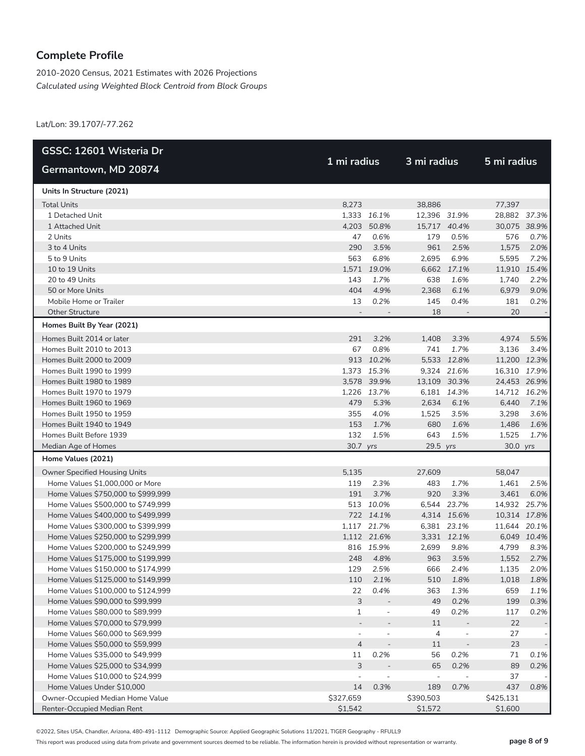## Complete Profile

2010-2020 Census, 2021 Estimates with 2026 Projections
*Calculated using Weighted Block Centroid from Block Groups*

Lat/Lon: 39.1707/-77.262

| GSSC: 12601 Wisteria Dr Germantown, MD 20874 | 1 mi radius | | 3 mi radius | | 5 mi radius | |
|---|---|---|---|---|---|---|
| **Units In Structure (2021)** | | | | | | |
| Total Units | 8,273 | | 38,886 | | 77,397 | |
| 1 Detached Unit | 1,333 | *16.1%* | 12,396 | *31.9%* | 28,882 | *37.3%* |
| 1 Attached Unit | 4,203 | *50.8%* | 15,717 | *40.4%* | 30,075 | *38.9%* |
| 2 Units | 47 | *0.6%* | 179 | *0.5%* | 576 | *0.7%* |
| 3 to 4 Units | 290 | *3.5%* | 961 | *2.5%* | 1,575 | *2.0%* |
| 5 to 9 Units | 563 | *6.8%* | 2,695 | *6.9%* | 5,595 | *7.2%* |
| 10 to 19 Units | 1,571 | *19.0%* | 6,662 | *17.1%* | 11,910 | *15.4%* |
| 20 to 49 Units | 143 | *1.7%* | 638 | *1.6%* | 1,740 | *2.2%* |
| 50 or More Units | 404 | *4.9%* | 2,368 | *6.1%* | 6,979 | *9.0%* |
| Mobile Home or Trailer | 13 | *0.2%* | 145 | *0.4%* | 181 | *0.2%* |
| Other Structure | - | - | 18 | - | 20 | - |
| **Homes Built By Year (2021)** | | | | | | |
| Homes Built 2014 or later | 291 | *3.2%* | 1,408 | *3.3%* | 4,974 | *5.5%* |
| Homes Built 2010 to 2013 | 67 | *0.8%* | 741 | *1.7%* | 3,136 | *3.4%* |
| Homes Built 2000 to 2009 | 913 | *10.2%* | 5,533 | *12.8%* | 11,200 | *12.3%* |
| Homes Built 1990 to 1999 | 1,373 | *15.3%* | 9,324 | *21.6%* | 16,310 | *17.9%* |
| Homes Built 1980 to 1989 | 3,578 | *39.9%* | 13,109 | *30.3%* | 24,453 | *26.9%* |
| Homes Built 1970 to 1979 | 1,226 | *13.7%* | 6,181 | *14.3%* | 14,712 | *16.2%* |
| Homes Built 1960 to 1969 | 479 | *5.3%* | 2,634 | *6.1%* | 6,440 | *7.1%* |
| Homes Built 1950 to 1959 | 355 | *4.0%* | 1,525 | *3.5%* | 3,298 | *3.6%* |
| Homes Built 1940 to 1949 | 153 | *1.7%* | 680 | *1.6%* | 1,486 | *1.6%* |
| Homes Built Before 1939 | 132 | *1.5%* | 643 | *1.5%* | 1,525 | *1.7%* |
| Median Age of Homes | 30.7 | *yrs* | 29.5 | *yrs* | 30.0 | *yrs* |
| **Home Values (2021)** | | | | | | |
| Owner Specified Housing Units | 5,135 | | 27,609 | | 58,047 | |
| Home Values $1,000,000 or More | 119 | *2.3%* | 483 | *1.7%* | 1,461 | *2.5%* |
| Home Values $750,000 to $999,999 | 191 | *3.7%* | 920 | *3.3%* | 3,461 | *6.0%* |
| Home Values $500,000 to $749,999 | 513 | *10.0%* | 6,544 | *23.7%* | 14,932 | *25.7%* |
| Home Values $400,000 to $499,999 | 722 | *14.1%* | 4,314 | *15.6%* | 10,314 | *17.8%* |
| Home Values $300,000 to $399,999 | 1,117 | *21.7%* | 6,381 | *23.1%* | 11,644 | *20.1%* |
| Home Values $250,000 to $299,999 | 1,112 | *21.6%* | 3,331 | *12.1%* | 6,049 | *10.4%* |
| Home Values $200,000 to $249,999 | 816 | *15.9%* | 2,699 | *9.8%* | 4,799 | *8.3%* |
| Home Values $175,000 to $199,999 | 248 | *4.8%* | 963 | *3.5%* | 1,552 | *2.7%* |
| Home Values $150,000 to $174,999 | 129 | *2.5%* | 666 | *2.4%* | 1,135 | *2.0%* |
| Home Values $125,000 to $149,999 | 110 | *2.1%* | 510 | *1.8%* | 1,018 | *1.8%* |
| Home Values $100,000 to $124,999 | 22 | *0.4%* | 363 | *1.3%* | 659 | *1.1%* |
| Home Values $90,000 to $99,999 | 3 | - | 49 | *0.2%* | 199 | *0.3%* |
| Home Values $80,000 to $89,999 | 1 | - | 49 | *0.2%* | 117 | *0.2%* |
| Home Values $70,000 to $79,999 | - | - | 11 | - | 22 | - |
| Home Values $60,000 to $69,999 | - | - | 4 | - | 27 | - |
| Home Values $50,000 to $59,999 | 4 | - | 11 | - | 23 | - |
| Home Values $35,000 to $49,999 | 11 | *0.2%* | 56 | *0.2%* | 71 | *0.1%* |
| Home Values $25,000 to $34,999 | 3 | - | 65 | *0.2%* | 89 | *0.2%* |
| Home Values $10,000 to $24,999 | - | - | - | - | 37 | - |
| Home Values Under $10,000 | 14 | *0.3%* | 189 | *0.7%* | 437 | *0.8%* |
| Owner-Occupied Median Home Value | $327,659 | | $390,503 | | $425,131 | |
| Renter-Occupied Median Rent | $1,542 | | $1,572 | | $1,600 | |

©2022, Sites USA, Chandler, Arizona, 480-491-1112 Demographic Source: Applied Geographic Solutions 11/2021, TIGER Geography - RFULL9

This report was produced using data from private and government sources deemed to be reliable. The information herein is provided without representation or warranty.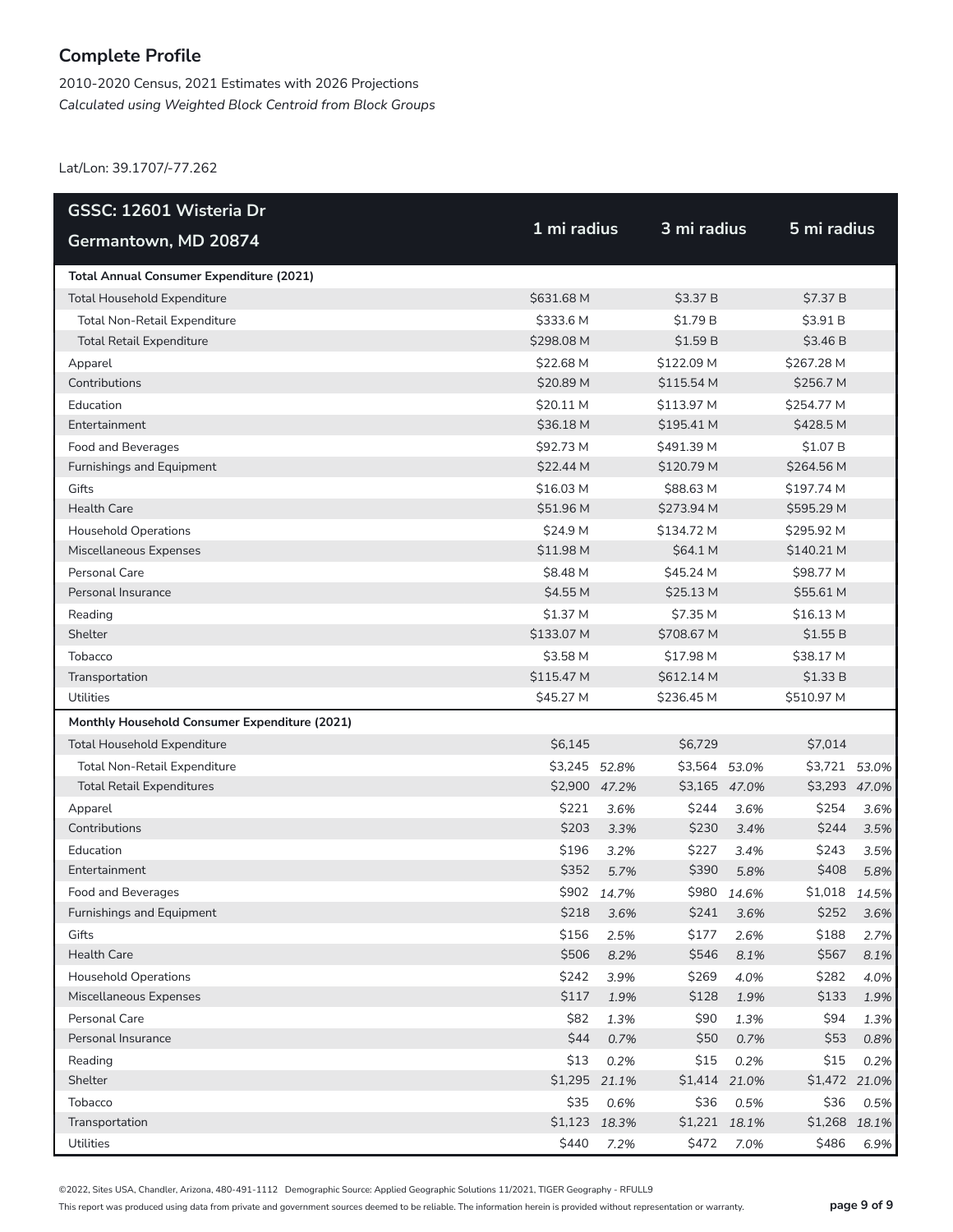## Complete Profile

2010-2020 Census, 2021 Estimates with 2026 Projections
*Calculated using Weighted Block Centroid from Block Groups*

Lat/Lon: 39.1707/-77.262

| GSSC: 12601 Wisteria Dr Germantown, MD 20874 | 1 mi radius | | 3 mi radius | | 5 mi radius | |
|---|---|---|---|---|---|---|
| **Total Annual Consumer Expenditure (2021)** | | | | | | |
| Total Household Expenditure | $631.68 M | | $3.37 B | | $7.37 B | |
| Total Non-Retail Expenditure | $333.6 M | | $1.79 B | | $3.91 B | |
| Total Retail Expenditure | $298.08 M | | $1.59 B | | $3.46 B | |
| Apparel | $22.68 M | | $122.09 M | | $267.28 M | |
| Contributions | $20.89 M | | $115.54 M | | $256.7 M | |
| Education | $20.11 M | | $113.97 M | | $254.77 M | |
| Entertainment | $36.18 M | | $195.41 M | | $428.5 M | |
| Food and Beverages | $92.73 M | | $491.39 M | | $1.07 B | |
| Furnishings and Equipment | $22.44 M | | $120.79 M | | $264.56 M | |
| Gifts | $16.03 M | | $88.63 M | | $197.74 M | |
| Health Care | $51.96 M | | $273.94 M | | $595.29 M | |
| Household Operations | $24.9 M | | $134.72 M | | $295.92 M | |
| Miscellaneous Expenses | $11.98 M | | $64.1 M | | $140.21 M | |
| Personal Care | $8.48 M | | $45.24 M | | $98.77 M | |
| Personal Insurance | $4.55 M | | $25.13 M | | $55.61 M | |
| Reading | $1.37 M | | $7.35 M | | $16.13 M | |
| Shelter | $133.07 M | | $708.67 M | | $1.55 B | |
| Tobacco | $3.58 M | | $17.98 M | | $38.17 M | |
| Transportation | $115.47 M | | $612.14 M | | $1.33 B | |
| Utilities | $45.27 M | | $236.45 M | | $510.97 M | |
| **Monthly Household Consumer Expenditure (2021)** | | | | | | |
| Total Household Expenditure | $6,145 | | $6,729 | | $7,014 | |
| Total Non-Retail Expenditure | $3,245 | *52.8%* | $3,564 | *53.0%* | $3,721 | *53.0%* |
| Total Retail Expenditures | $2,900 | *47.2%* | $3,165 | *47.0%* | $3,293 | *47.0%* |
| Apparel | $221 | *3.6%* | $244 | *3.6%* | $254 | *3.6%* |
| Contributions | $203 | *3.3%* | $230 | *3.4%* | $244 | *3.5%* |
| Education | $196 | *3.2%* | $227 | *3.4%* | $243 | *3.5%* |
| Entertainment | $352 | *5.7%* | $390 | *5.8%* | $408 | *5.8%* |
| Food and Beverages | $902 | *14.7%* | $980 | *14.6%* | $1,018 | *14.5%* |
| Furnishings and Equipment | $218 | *3.6%* | $241 | *3.6%* | $252 | *3.6%* |
| Gifts | $156 | *2.5%* | $177 | *2.6%* | $188 | *2.7%* |
| Health Care | $506 | *8.2%* | $546 | *8.1%* | $567 | *8.1%* |
| Household Operations | $242 | *3.9%* | $269 | *4.0%* | $282 | *4.0%* |
| Miscellaneous Expenses | $117 | *1.9%* | $128 | *1.9%* | $133 | *1.9%* |
| Personal Care | $82 | *1.3%* | $90 | *1.3%* | $94 | *1.3%* |
| Personal Insurance | $44 | *0.7%* | $50 | *0.7%* | $53 | *0.8%* |
| Reading | $13 | *0.2%* | $15 | *0.2%* | $15 | *0.2%* |
| Shelter | $1,295 | *21.1%* | $1,414 | *21.0%* | $1,472 | *21.0%* |
| Tobacco | $35 | *0.6%* | $36 | *0.5%* | $36 | *0.5%* |
| Transportation | $1,123 | *18.3%* | $1,221 | *18.1%* | $1,268 | *18.1%* |
| Utilities | $440 | *7.2%* | $472 | *7.0%* | $486 | *6.9%* |

©2022, Sites USA, Chandler, Arizona, 480-491-1112 Demographic Source: Applied Geographic Solutions 11/2021, TIGER Geography - RFULL9

This report was produced using data from private and government sources deemed to be reliable. The information herein is provided without representation or warranty.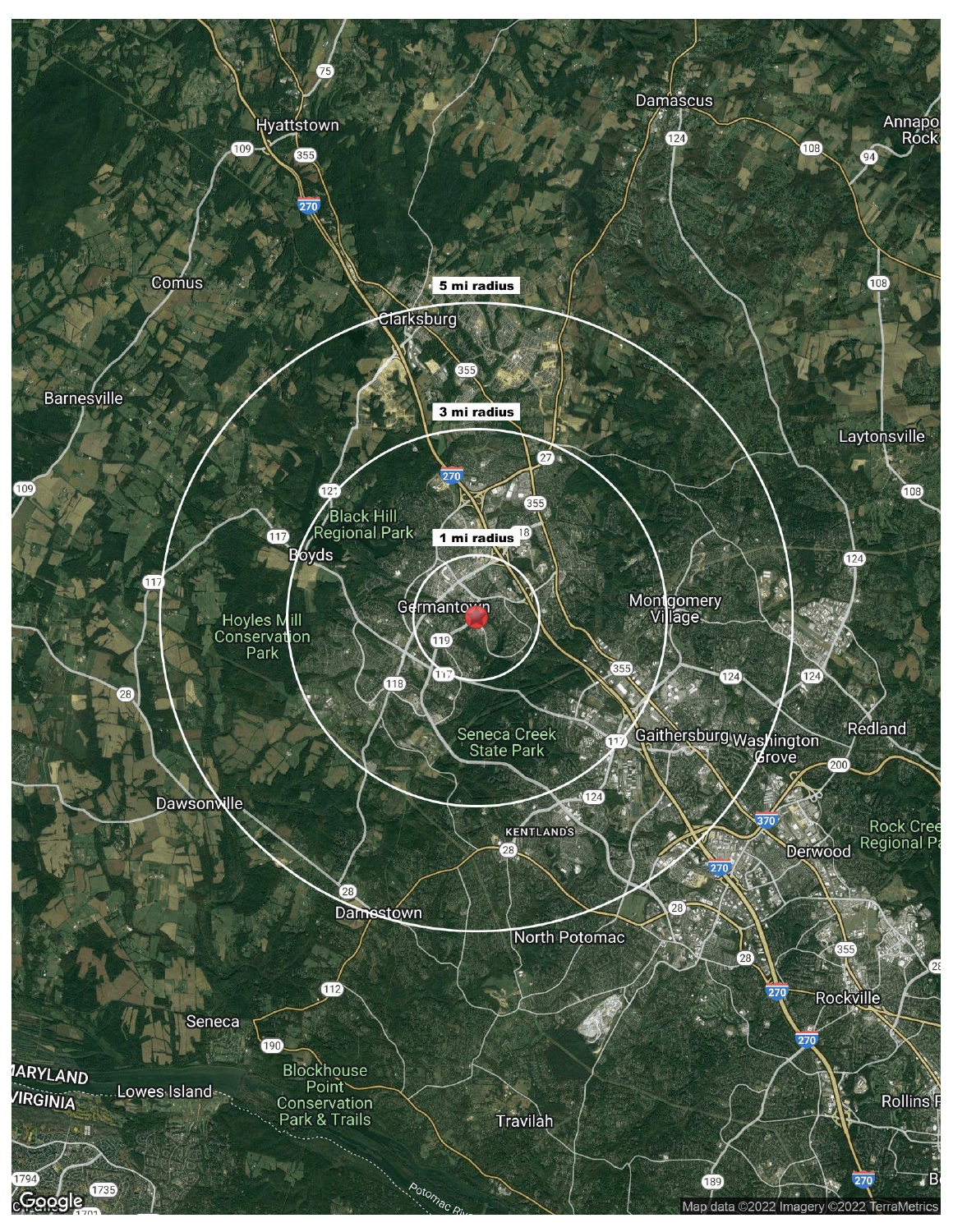5 mi radius

3 mi radius

1 mi radius

Map data ©2022 Imagery ©2022 TerraMetrics